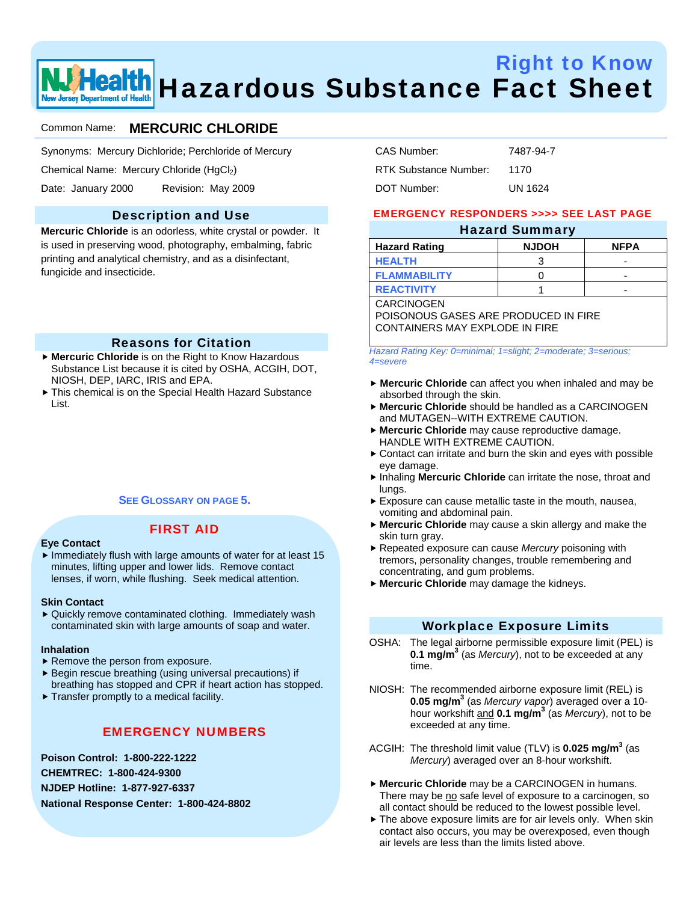# Right to Know Hazardous Substance Fact Sheet

**Common Name: MERCURIC CHLORIDE**

Synonyms: Mercury Dichloride; Perchloride of Mercury

Chemical Name: Mercury Chloride ($HgCl_2$)

Date: January 2000 Revision: May 2009

CAS Number: 7487-94-7

RTK Substance Number: 1170

DOT Number: UN 1624

## Description and Use

**Mercuric Chloride** is an odorless, white crystal or powder. It is used in preserving wood, photography, embalming, fabric printing and analytical chemistry, and as a disinfectant, fungicide and insecticide.

## Reasons for Citation

- **Mercuric Chloride** is on the Right to Know Hazardous Substance List because it is cited by OSHA, ACGIH, DOT, NIOSH, DEP, IARC, IRIS and EPA.
- This chemical is on the Special Health Hazard Substance List.

SEE GLOSSARY ON PAGE 5.

## FIRST AID

**Eye Contact**

- Immediately flush with large amounts of water for at least 15 minutes, lifting upper and lower lids. Remove contact lenses, if worn, while flushing. Seek medical attention.

**Skin Contact**

- Quickly remove contaminated clothing. Immediately wash contaminated skin with large amounts of soap and water.

**Inhalation**

- Remove the person from exposure.
- Begin rescue breathing (using universal precautions) if breathing has stopped and CPR if heart action has stopped.
- Transfer promptly to a medical facility.

## EMERGENCY NUMBERS

**Poison Control: 1-800-222-1222**

**CHEMTREC: 1-800-424-9300**

**NJDEP Hotline: 1-877-927-6337**

**National Response Center: 1-800-424-8802**

**EMERGENCY RESPONDERS >>>> SEE LAST PAGE**

## Hazard Summary

| Hazard Rating | NJDOH | NFPA |
|---|---|---|
| HEALTH | 3 | - |
| FLAMMABILITY | 0 | - |
| REACTIVITY | 1 | - |

CARCINOGEN
POISONOUS GASES ARE PRODUCED IN FIRE
CONTAINERS MAY EXPLODE IN FIRE

*Hazard Rating Key: 0=minimal; 1=slight; 2=moderate; 3=serious; 4=severe*

- **Mercuric Chloride** can affect you when inhaled and may be absorbed through the skin.
- **Mercuric Chloride** should be handled as a CARCINOGEN and MUTAGEN--WITH EXTREME CAUTION.
- **Mercuric Chloride** may cause reproductive damage. HANDLE WITH EXTREME CAUTION.
- Contact can irritate and burn the skin and eyes with possible eye damage.
- Inhaling **Mercuric Chloride** can irritate the nose, throat and lungs.
- Exposure can cause metallic taste in the mouth, nausea, vomiting and abdominal pain.
- **Mercuric Chloride** may cause a skin allergy and make the skin turn gray.
- Repeated exposure can cause *Mercury* poisoning with tremors, personality changes, trouble remembering and concentrating, and gum problems.
- **Mercuric Chloride** may damage the kidneys.

## Workplace Exposure Limits

OSHA: The legal airborne permissible exposure limit (PEL) is **0.1 mg/m$^3$** (as *Mercury*), not to be exceeded at any time.

NIOSH: The recommended airborne exposure limit (REL) is **0.05 mg/m$^3$** (as *Mercury vapor*) averaged over a 10-hour workshift and **0.1 mg/m$^3$** (as *Mercury*), not to be exceeded at any time.

ACGIH: The threshold limit value (TLV) is **0.025 mg/m$^3$** (as *Mercury*) averaged over an 8-hour workshift.

- **Mercuric Chloride** may be a CARCINOGEN in humans. There may be no safe level of exposure to a carcinogen, so all contact should be reduced to the lowest possible level.
- The above exposure limits are for air levels only. When skin contact also occurs, you may be overexposed, even though air levels are less than the limits listed above.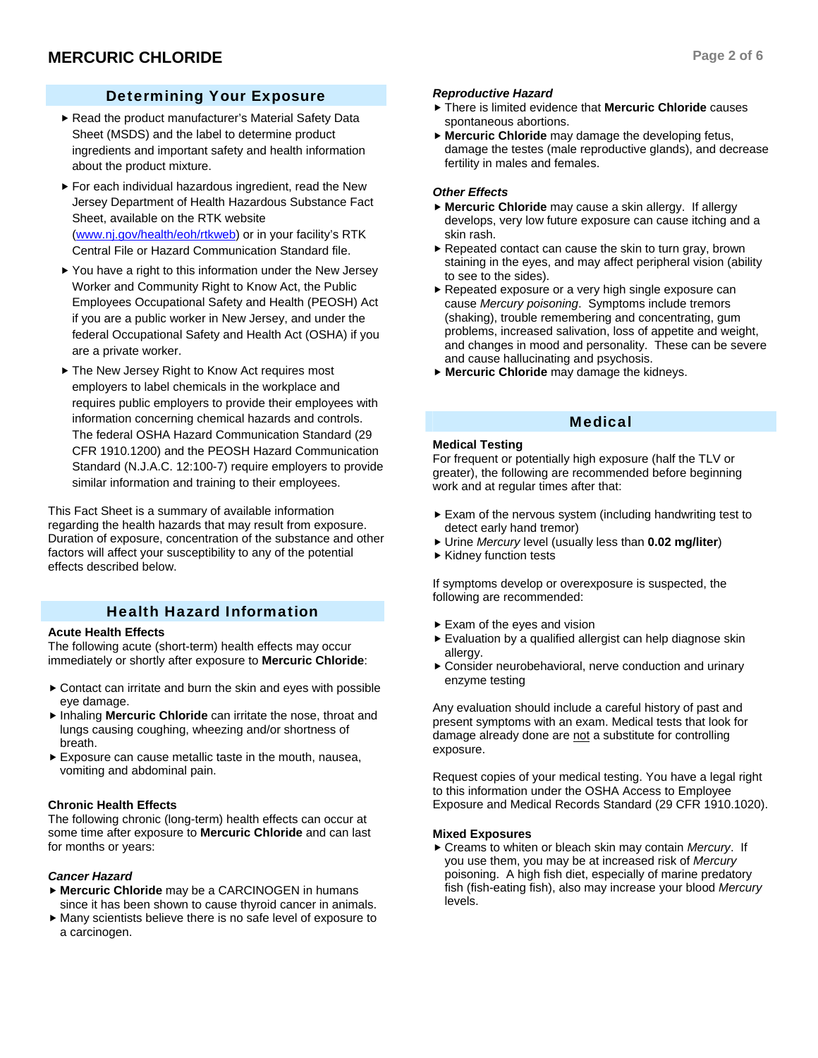## Determining Your Exposure

- Read the product manufacturer's Material Safety Data Sheet (MSDS) and the label to determine product ingredients and important safety and health information about the product mixture.
- For each individual hazardous ingredient, read the New Jersey Department of Health Hazardous Substance Fact Sheet, available on the RTK website ([www.nj.gov/health/eoh/rtkweb](www.nj.gov/health/eoh/rtkweb)) or in your facility's RTK Central File or Hazard Communication Standard file.
- You have a right to this information under the New Jersey Worker and Community Right to Know Act, the Public Employees Occupational Safety and Health (PEOSH) Act if you are a public worker in New Jersey, and under the federal Occupational Safety and Health Act (OSHA) if you are a private worker.
- The New Jersey Right to Know Act requires most employers to label chemicals in the workplace and requires public employers to provide their employees with information concerning chemical hazards and controls. The federal OSHA Hazard Communication Standard (29 CFR 1910.1200) and the PEOSH Hazard Communication Standard (N.J.A.C. 12:100-7) require employers to provide similar information and training to their employees.

This Fact Sheet is a summary of available information regarding the health hazards that may result from exposure. Duration of exposure, concentration of the substance and other factors will affect your susceptibility to any of the potential effects described below.

## Health Hazard Information

**Acute Health Effects**

The following acute (short-term) health effects may occur immediately or shortly after exposure to **Mercuric Chloride**:

- Contact can irritate and burn the skin and eyes with possible eye damage.
- Inhaling **Mercuric Chloride** can irritate the nose, throat and lungs causing coughing, wheezing and/or shortness of breath.
- Exposure can cause metallic taste in the mouth, nausea, vomiting and abdominal pain.

**Chronic Health Effects**

The following chronic (long-term) health effects can occur at some time after exposure to **Mercuric Chloride** and can last for months or years:

***Cancer Hazard***

- **Mercuric Chloride** may be a CARCINOGEN in humans since it has been shown to cause thyroid cancer in animals.
- Many scientists believe there is no safe level of exposure to a carcinogen.

***Reproductive Hazard***

- There is limited evidence that **Mercuric Chloride** causes spontaneous abortions.
- **Mercuric Chloride** may damage the developing fetus, damage the testes (male reproductive glands), and decrease fertility in males and females.

***Other Effects***

- **Mercuric Chloride** may cause a skin allergy. If allergy develops, very low future exposure can cause itching and a skin rash.
- Repeated contact can cause the skin to turn gray, brown staining in the eyes, and may affect peripheral vision (ability to see to the sides).
- Repeated exposure or a very high single exposure can cause *Mercury poisoning*. Symptoms include tremors (shaking), trouble remembering and concentrating, gum problems, increased salivation, loss of appetite and weight, and changes in mood and personality. These can be severe and cause hallucinating and psychosis.
- **Mercuric Chloride** may damage the kidneys.

## Medical

**Medical Testing**

For frequent or potentially high exposure (half the TLV or greater), the following are recommended before beginning work and at regular times after that:

- Exam of the nervous system (including handwriting test to detect early hand tremor)
- Urine *Mercury* level (usually less than **0.02 mg/liter**)
- Kidney function tests

If symptoms develop or overexposure is suspected, the following are recommended:

- Exam of the eyes and vision
- Evaluation by a qualified allergist can help diagnose skin allergy.
- Consider neurobehavioral, nerve conduction and urinary enzyme testing

Any evaluation should include a careful history of past and present symptoms with an exam. Medical tests that look for damage already done are not a substitute for controlling exposure.

Request copies of your medical testing. You have a legal right to this information under the OSHA Access to Employee Exposure and Medical Records Standard (29 CFR 1910.1020).

**Mixed Exposures**

- Creams to whiten or bleach skin may contain *Mercury*. If you use them, you may be at increased risk of *Mercury* poisoning. A high fish diet, especially of marine predatory fish (fish-eating fish), also may increase your blood *Mercury* levels.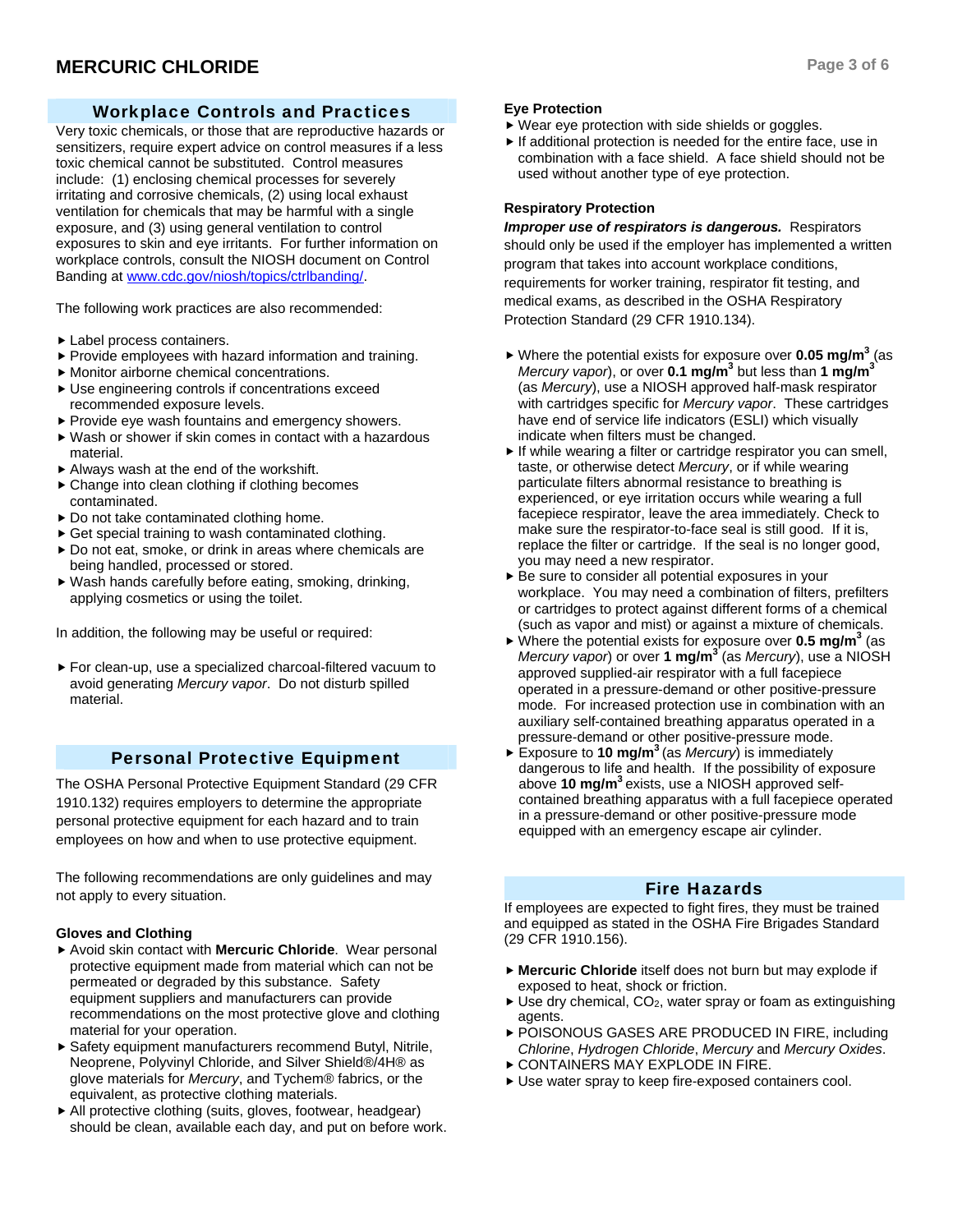# MERCURIC CHLORIDE

## Workplace Controls and Practices

Very toxic chemicals, or those that are reproductive hazards or sensitizers, require expert advice on control measures if a less toxic chemical cannot be substituted. Control measures include: (1) enclosing chemical processes for severely irritating and corrosive chemicals, (2) using local exhaust ventilation for chemicals that may be harmful with a single exposure, and (3) using general ventilation to control exposures to skin and eye irritants. For further information on workplace controls, consult the NIOSH document on Control Banding at www.cdc.gov/niosh/topics/ctrlbanding/.

The following work practices are also recommended:

- Label process containers.
- Provide employees with hazard information and training.
- Monitor airborne chemical concentrations.
- Use engineering controls if concentrations exceed recommended exposure levels.
- Provide eye wash fountains and emergency showers.
- Wash or shower if skin comes in contact with a hazardous material.
- Always wash at the end of the workshift.
- Change into clean clothing if clothing becomes contaminated.
- Do not take contaminated clothing home.
- Get special training to wash contaminated clothing.
- Do not eat, smoke, or drink in areas where chemicals are being handled, processed or stored.
- Wash hands carefully before eating, smoking, drinking, applying cosmetics or using the toilet.

In addition, the following may be useful or required:

- For clean-up, use a specialized charcoal-filtered vacuum to avoid generating *Mercury vapor*. Do not disturb spilled material.

## Personal Protective Equipment

The OSHA Personal Protective Equipment Standard (29 CFR 1910.132) requires employers to determine the appropriate personal protective equipment for each hazard and to train employees on how and when to use protective equipment.

The following recommendations are only guidelines and may not apply to every situation.

### Gloves and Clothing

- Avoid skin contact with **Mercuric Chloride**. Wear personal protective equipment made from material which can not be permeated or degraded by this substance. Safety equipment suppliers and manufacturers can provide recommendations on the most protective glove and clothing material for your operation.
- Safety equipment manufacturers recommend Butyl, Nitrile, Neoprene, Polyvinyl Chloride, and Silver Shield®/4H® as glove materials for *Mercury*, and Tychem® fabrics, or the equivalent, as protective clothing materials.
- All protective clothing (suits, gloves, footwear, headgear) should be clean, available each day, and put on before work.

### Eye Protection

- Wear eye protection with side shields or goggles.
- If additional protection is needed for the entire face, use in combination with a face shield. A face shield should not be used without another type of eye protection.

### Respiratory Protection

***Improper use of respirators is dangerous.*** Respirators should only be used if the employer has implemented a written program that takes into account workplace conditions, requirements for worker training, respirator fit testing, and medical exams, as described in the OSHA Respiratory Protection Standard (29 CFR 1910.134).

- Where the potential exists for exposure over **0.05 mg/m$^3$** (as *Mercury vapor*), or over **0.1 mg/m$^3$** but less than **1 mg/m$^3$** (as *Mercury*), use a NIOSH approved half-mask respirator with cartridges specific for *Mercury vapor*. These cartridges have end of service life indicators (ESLI) which visually indicate when filters must be changed.
- If while wearing a filter or cartridge respirator you can smell, taste, or otherwise detect *Mercury*, or if while wearing particulate filters abnormal resistance to breathing is experienced, or eye irritation occurs while wearing a full facepiece respirator, leave the area immediately. Check to make sure the respirator-to-face seal is still good. If it is, replace the filter or cartridge. If the seal is no longer good, you may need a new respirator.
- Be sure to consider all potential exposures in your workplace. You may need a combination of filters, prefilters or cartridges to protect against different forms of a chemical (such as vapor and mist) or against a mixture of chemicals.
- Where the potential exists for exposure over **0.5 mg/m$^3$** (as *Mercury vapor*) or over **1 mg/m$^3$** (as *Mercury*), use a NIOSH approved supplied-air respirator with a full facepiece operated in a pressure-demand or other positive-pressure mode. For increased protection use in combination with an auxiliary self-contained breathing apparatus operated in a pressure-demand or other positive-pressure mode.
- Exposure to **10 mg/m$^3$** (as *Mercury*) is immediately dangerous to life and health. If the possibility of exposure above **10 mg/m$^3$** exists, use a NIOSH approved self-contained breathing apparatus with a full facepiece operated in a pressure-demand or other positive-pressure mode equipped with an emergency escape air cylinder.

## Fire Hazards

If employees are expected to fight fires, they must be trained and equipped as stated in the OSHA Fire Brigades Standard (29 CFR 1910.156).

- **Mercuric Chloride** itself does not burn but may explode if exposed to heat, shock or friction.
- Use dry chemical, $CO_2$, water spray or foam as extinguishing agents.
- POISONOUS GASES ARE PRODUCED IN FIRE, including *Chlorine*, *Hydrogen Chloride*, *Mercury* and *Mercury Oxides*.
- CONTAINERS MAY EXPLODE IN FIRE.
- Use water spray to keep fire-exposed containers cool.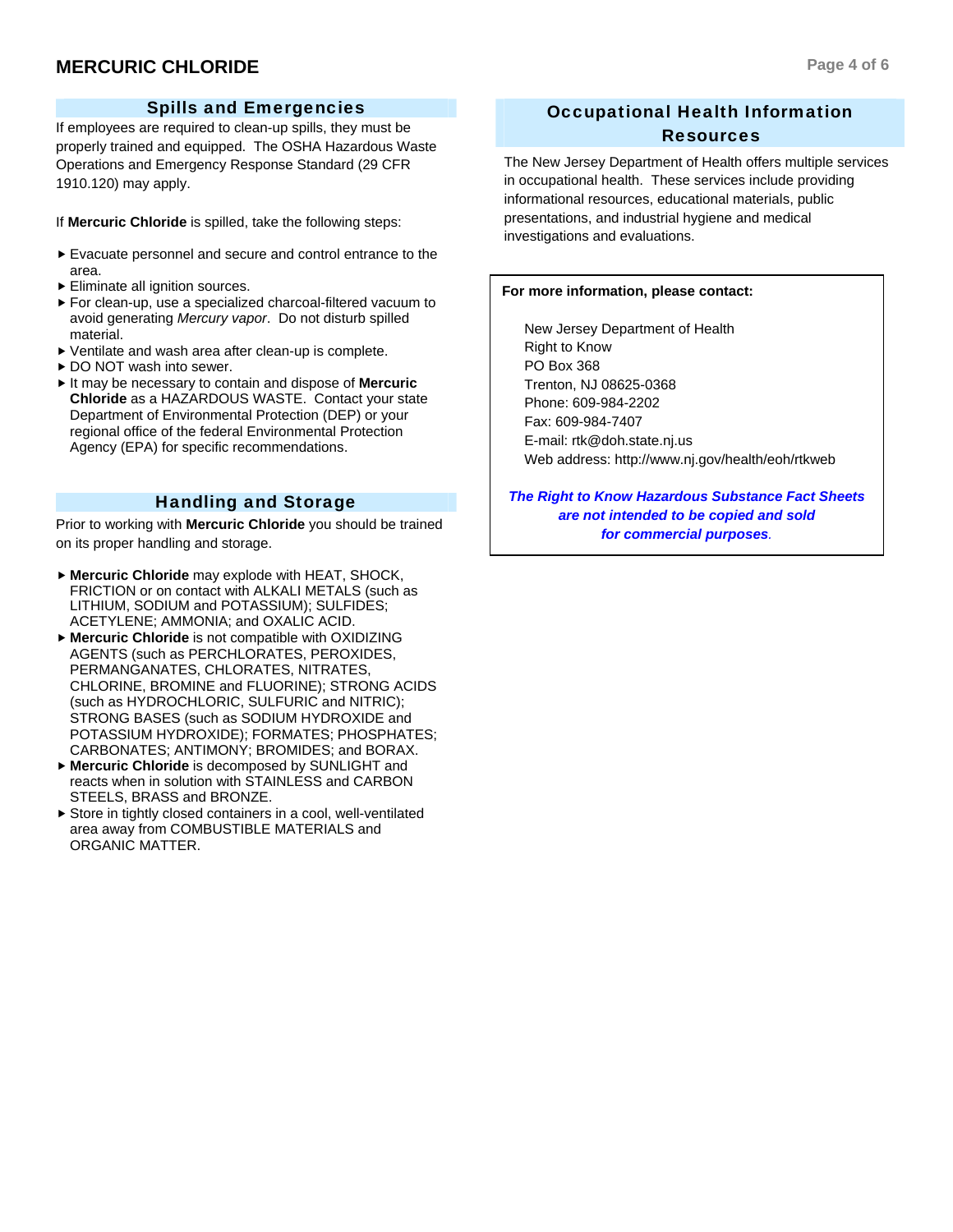## Spills and Emergencies

If employees are required to clean-up spills, they must be properly trained and equipped. The OSHA Hazardous Waste Operations and Emergency Response Standard (29 CFR 1910.120) may apply.

If **Mercuric Chloride** is spilled, take the following steps:

- Evacuate personnel and secure and control entrance to the area.
- Eliminate all ignition sources.
- For clean-up, use a specialized charcoal-filtered vacuum to avoid generating *Mercury vapor*. Do not disturb spilled material.
- Ventilate and wash area after clean-up is complete.
- DO NOT wash into sewer.
- It may be necessary to contain and dispose of **Mercuric Chloride** as a HAZARDOUS WASTE. Contact your state Department of Environmental Protection (DEP) or your regional office of the federal Environmental Protection Agency (EPA) for specific recommendations.

## Handling and Storage

Prior to working with **Mercuric Chloride** you should be trained on its proper handling and storage.

- **Mercuric Chloride** may explode with HEAT, SHOCK, FRICTION or on contact with ALKALI METALS (such as LITHIUM, SODIUM and POTASSIUM); SULFIDES; ACETYLENE; AMMONIA; and OXALIC ACID.
- **Mercuric Chloride** is not compatible with OXIDIZING AGENTS (such as PERCHLORATES, PEROXIDES, PERMANGANATES, CHLORATES, NITRATES, CHLORINE, BROMINE and FLUORINE); STRONG ACIDS (such as HYDROCHLORIC, SULFURIC and NITRIC); STRONG BASES (such as SODIUM HYDROXIDE and POTASSIUM HYDROXIDE); FORMATES; PHOSPHATES; CARBONATES; ANTIMONY; BROMIDES; and BORAX.
- **Mercuric Chloride** is decomposed by SUNLIGHT and reacts when in solution with STAINLESS and CARBON STEELS, BRASS and BRONZE.
- Store in tightly closed containers in a cool, well-ventilated area away from COMBUSTIBLE MATERIALS and ORGANIC MATTER.

## Occupational Health Information Resources

The New Jersey Department of Health offers multiple services in occupational health. These services include providing informational resources, educational materials, public presentations, and industrial hygiene and medical investigations and evaluations.

**For more information, please contact:**

New Jersey Department of Health
Right to Know
PO Box 368
Trenton, NJ 08625-0368
Phone: 609-984-2202
Fax: 609-984-7407
E-mail: rtk@doh.state.nj.us
Web address: http://www.nj.gov/health/eoh/rtkweb

***The Right to Know Hazardous Substance Fact Sheets are not intended to be copied and sold for commercial purposes.***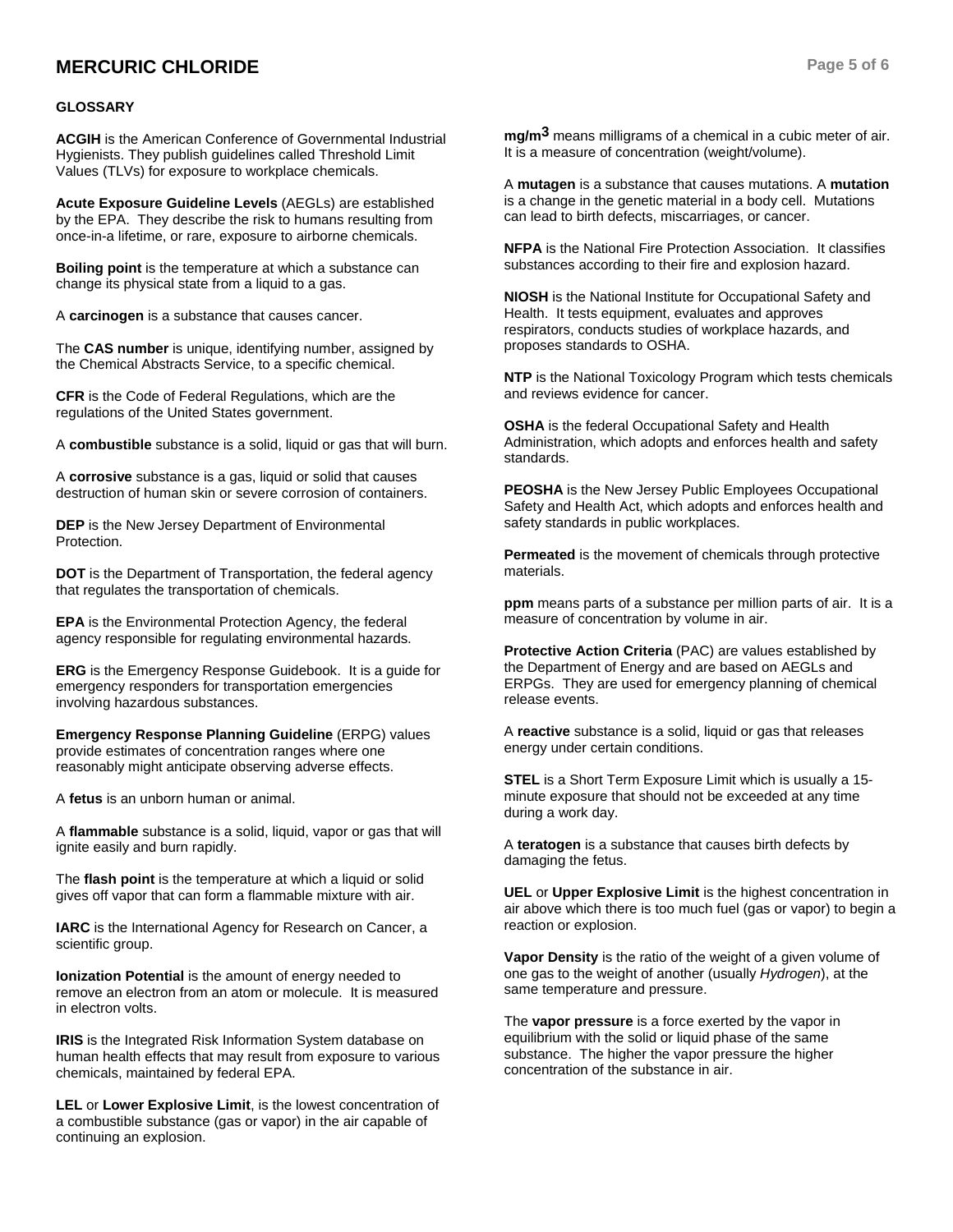# MERCURIC CHLORIDE

### GLOSSARY

**ACGIH** is the American Conference of Governmental Industrial Hygienists. They publish guidelines called Threshold Limit Values (TLVs) for exposure to workplace chemicals.

**Acute Exposure Guideline Levels** (AEGLs) are established by the EPA. They describe the risk to humans resulting from once-in-a lifetime, or rare, exposure to airborne chemicals.

**Boiling point** is the temperature at which a substance can change its physical state from a liquid to a gas.

A **carcinogen** is a substance that causes cancer.

The **CAS number** is unique, identifying number, assigned by the Chemical Abstracts Service, to a specific chemical.

**CFR** is the Code of Federal Regulations, which are the regulations of the United States government.

A **combustible** substance is a solid, liquid or gas that will burn.

A **corrosive** substance is a gas, liquid or solid that causes destruction of human skin or severe corrosion of containers.

**DEP** is the New Jersey Department of Environmental Protection.

**DOT** is the Department of Transportation, the federal agency that regulates the transportation of chemicals.

**EPA** is the Environmental Protection Agency, the federal agency responsible for regulating environmental hazards.

**ERG** is the Emergency Response Guidebook. It is a guide for emergency responders for transportation emergencies involving hazardous substances.

**Emergency Response Planning Guideline** (ERPG) values provide estimates of concentration ranges where one reasonably might anticipate observing adverse effects.

A **fetus** is an unborn human or animal.

A **flammable** substance is a solid, liquid, vapor or gas that will ignite easily and burn rapidly.

The **flash point** is the temperature at which a liquid or solid gives off vapor that can form a flammable mixture with air.

**IARC** is the International Agency for Research on Cancer, a scientific group.

**Ionization Potential** is the amount of energy needed to remove an electron from an atom or molecule. It is measured in electron volts.

**IRIS** is the Integrated Risk Information System database on human health effects that may result from exposure to various chemicals, maintained by federal EPA.

**LEL** or **Lower Explosive Limit**, is the lowest concentration of a combustible substance (gas or vapor) in the air capable of continuing an explosion.

**$mg/m^3$** means milligrams of a chemical in a cubic meter of air. It is a measure of concentration (weight/volume).

A **mutagen** is a substance that causes mutations. A **mutation** is a change in the genetic material in a body cell. Mutations can lead to birth defects, miscarriages, or cancer.

**NFPA** is the National Fire Protection Association. It classifies substances according to their fire and explosion hazard.

**NIOSH** is the National Institute for Occupational Safety and Health. It tests equipment, evaluates and approves respirators, conducts studies of workplace hazards, and proposes standards to OSHA.

**NTP** is the National Toxicology Program which tests chemicals and reviews evidence for cancer.

**OSHA** is the federal Occupational Safety and Health Administration, which adopts and enforces health and safety standards.

**PEOSHA** is the New Jersey Public Employees Occupational Safety and Health Act, which adopts and enforces health and safety standards in public workplaces.

**Permeated** is the movement of chemicals through protective materials.

**ppm** means parts of a substance per million parts of air. It is a measure of concentration by volume in air.

**Protective Action Criteria** (PAC) are values established by the Department of Energy and are based on AEGLs and ERPGs. They are used for emergency planning of chemical release events.

A **reactive** substance is a solid, liquid or gas that releases energy under certain conditions.

**STEL** is a Short Term Exposure Limit which is usually a 15-minute exposure that should not be exceeded at any time during a work day.

A **teratogen** is a substance that causes birth defects by damaging the fetus.

**UEL** or **Upper Explosive Limit** is the highest concentration in air above which there is too much fuel (gas or vapor) to begin a reaction or explosion.

**Vapor Density** is the ratio of the weight of a given volume of one gas to the weight of another (usually *Hydrogen*), at the same temperature and pressure.

The **vapor pressure** is a force exerted by the vapor in equilibrium with the solid or liquid phase of the same substance. The higher the vapor pressure the higher concentration of the substance in air.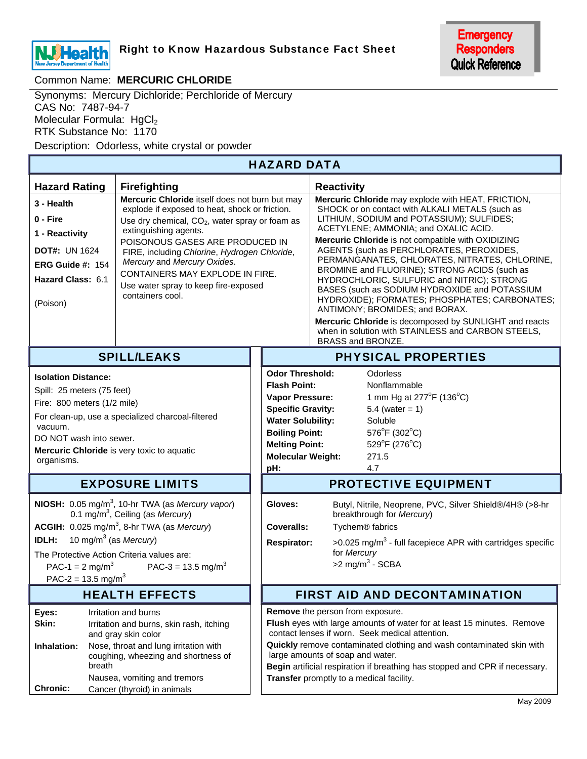Right to Know Hazardous Substance Fact Sheet

**Emergency Responders Quick Reference**

Common Name: **MERCURIC CHLORIDE**

Synonyms: Mercury Dichloride; Perchloride of Mercury
CAS No: 7487-94-7
Molecular Formula: $HgCl_2$
RTK Substance No: 1170
Description: Odorless, white crystal or powder

## HAZARD DATA

### Hazard Rating

**3 - Health**

**0 - Fire**

**1 - Reactivity**

**DOT#:** UN 1624

**ERG Guide #:** 154

**Hazard Class:** 6.1

(Poison)

### Firefighting

**Mercuric Chloride** itself does not burn but may explode if exposed to heat, shock or friction.

Use dry chemical, $CO_2$, water spray or foam as extinguishing agents.

POISONOUS GASES ARE PRODUCED IN FIRE, including *Chlorine*, *Hydrogen Chloride*, *Mercury* and *Mercury Oxides*.

CONTAINERS MAY EXPLODE IN FIRE.

Use water spray to keep fire-exposed containers cool.

### Reactivity

**Mercuric Chloride** may explode with HEAT, FRICTION, SHOCK or on contact with ALKALI METALS (such as LITHIUM, SODIUM and POTASSIUM); SULFIDES; ACETYLENE; AMMONIA; and OXALIC ACID.

**Mercuric Chloride** is not compatible with OXIDIZING AGENTS (such as PERCHLORATES, PEROXIDES, PERMANGANATES, CHLORATES, NITRATES, CHLORINE, BROMINE and FLUORINE); STRONG ACIDS (such as HYDROCHLORIC, SULFURIC and NITRIC); STRONG BASES (such as SODIUM HYDROXIDE and POTASSIUM HYDROXIDE); FORMATES; PHOSPHATES; CARBONATES; ANTIMONY; BROMIDES; and BORAX.

**Mercuric Chloride** is decomposed by SUNLIGHT and reacts when in solution with STAINLESS and CARBON STEELS, BRASS and BRONZE.

## SPILL/LEAKS

**Isolation Distance:**

Spill: 25 meters (75 feet)

Fire: 800 meters (1/2 mile)

For clean-up, use a specialized charcoal-filtered vacuum.

DO NOT wash into sewer.

**Mercuric Chloride** is very toxic to aquatic organisms.

## PHYSICAL PROPERTIES

| | |
|---|---|
| **Odor Threshold:** | Odorless |
| **Flash Point:** | Nonflammable |
| **Vapor Pressure:** | 1 mm Hg at 277°F (136°C) |
| **Specific Gravity:** | 5.4 (water = 1) |
| **Water Solubility:** | Soluble |
| **Boiling Point:** | 576°F (302°C) |
| **Melting Point:** | 529°F (276°C) |
| **Molecular Weight:** | 271.5 |
| **pH:** | 4.7 |

## EXPOSURE LIMITS

**NIOSH:** 0.05 mg/m$^3$, 10-hr TWA (as *Mercury vapor*) 0.1 mg/m$^3$, Ceiling (as *Mercury*)

**ACGIH:** 0.025 mg/m$^3$, 8-hr TWA (as *Mercury*)

**IDLH:** 10 mg/m$^3$ (as *Mercury*)

The Protective Action Criteria values are:

PAC-1 = 2 mg/m$^3$
PAC-2 = 13.5 mg/m$^3$
PAC-3 = 13.5 mg/m$^3$

## PROTECTIVE EQUIPMENT

| | |
|---|---|
| **Gloves:** | Butyl, Nitrile, Neoprene, PVC, Silver Shield®/4H® (>8-hr breakthrough for *Mercury*) |
| **Coveralls:** | Tychem® fabrics |
| **Respirator:** | >0.025 mg/m$^3$ - full facepiece APR with cartridges specific for *Mercury*<br>>2 mg/m$^3$ - SCBA |

## HEALTH EFFECTS

| | |
|---|---|
| **Eyes:** | Irritation and burns |
| **Skin:** | Irritation and burns, skin rash, itching and gray skin color |
| **Inhalation:** | Nose, throat and lung irritation with coughing, wheezing and shortness of breath<br>Nausea, vomiting and tremors |
| **Chronic:** | Cancer (thyroid) in animals |

## FIRST AID AND DECONTAMINATION

**Remove** the person from exposure.

**Flush** eyes with large amounts of water for at least 15 minutes. Remove contact lenses if worn. Seek medical attention.

**Quickly** remove contaminated clothing and wash contaminated skin with large amounts of soap and water.

**Begin** artificial respiration if breathing has stopped and CPR if necessary.

**Transfer** promptly to a medical facility.

May 2009